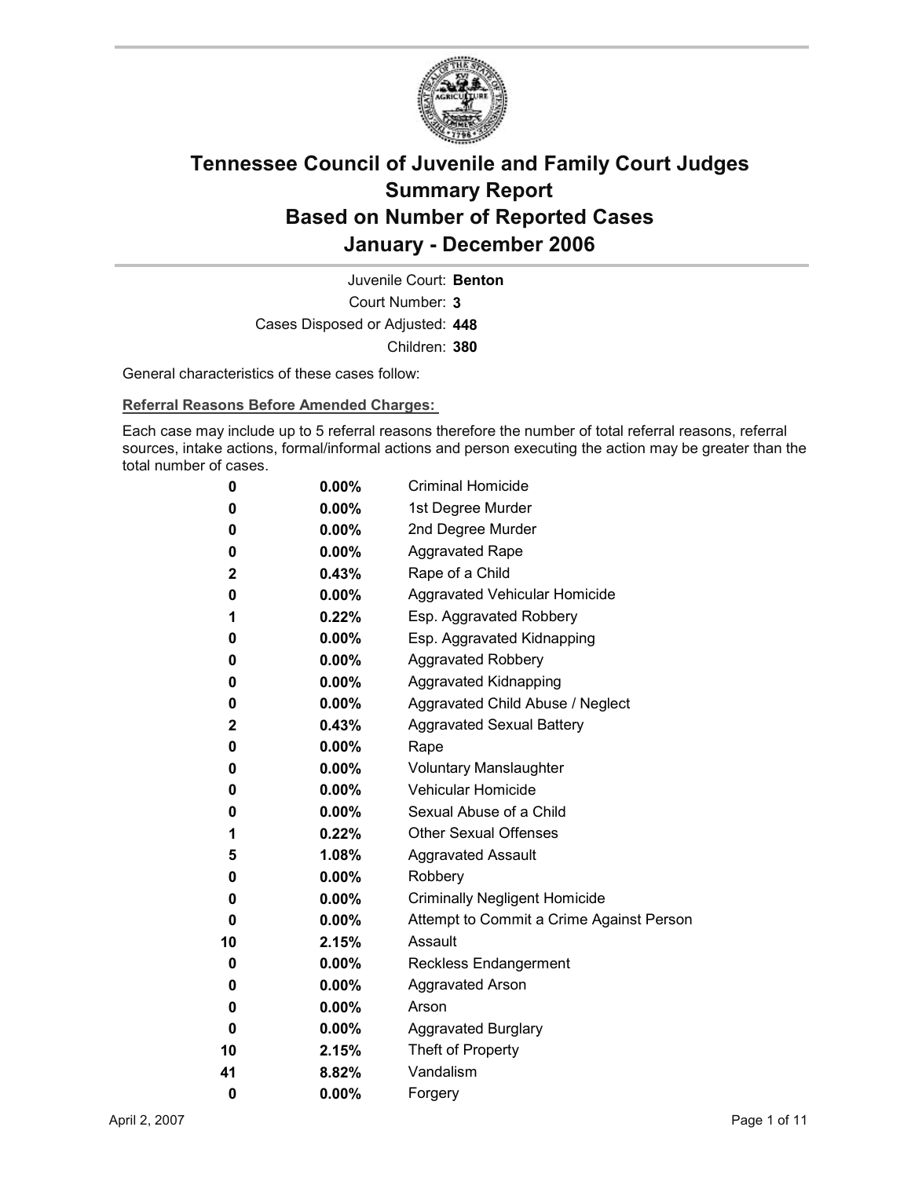# Tennessee Council of Juvenile and Family Court Judges
# Summary Report
# Based on Number of Reported Cases
# January - December 2006

Juvenile Court: **Benton**
Court Number: **3**
Cases Disposed or Adjusted: **448**
Children: **380**

General characteristics of these cases follow:

**Referral Reasons Before Amended Charges:**

Each case may include up to 5 referral reasons therefore the number of total referral reasons, referral sources, intake actions, formal/informal actions and person executing the action may be greater than the total number of cases.

| | | |
|---|---|---|
| 0 | 0.00% | Criminal Homicide |
| 0 | 0.00% | 1st Degree Murder |
| 0 | 0.00% | 2nd Degree Murder |
| 0 | 0.00% | Aggravated Rape |
| 2 | 0.43% | Rape of a Child |
| 0 | 0.00% | Aggravated Vehicular Homicide |
| 1 | 0.22% | Esp. Aggravated Robbery |
| 0 | 0.00% | Esp. Aggravated Kidnapping |
| 0 | 0.00% | Aggravated Robbery |
| 0 | 0.00% | Aggravated Kidnapping |
| 0 | 0.00% | Aggravated Child Abuse / Neglect |
| 2 | 0.43% | Aggravated Sexual Battery |
| 0 | 0.00% | Rape |
| 0 | 0.00% | Voluntary Manslaughter |
| 0 | 0.00% | Vehicular Homicide |
| 0 | 0.00% | Sexual Abuse of a Child |
| 1 | 0.22% | Other Sexual Offenses |
| 5 | 1.08% | Aggravated Assault |
| 0 | 0.00% | Robbery |
| 0 | 0.00% | Criminally Negligent Homicide |
| 0 | 0.00% | Attempt to Commit a Crime Against Person |
| 10 | 2.15% | Assault |
| 0 | 0.00% | Reckless Endangerment |
| 0 | 0.00% | Aggravated Arson |
| 0 | 0.00% | Arson |
| 0 | 0.00% | Aggravated Burglary |
| 10 | 2.15% | Theft of Property |
| 41 | 8.82% | Vandalism |
| 0 | 0.00% | Forgery |

April 2, 2007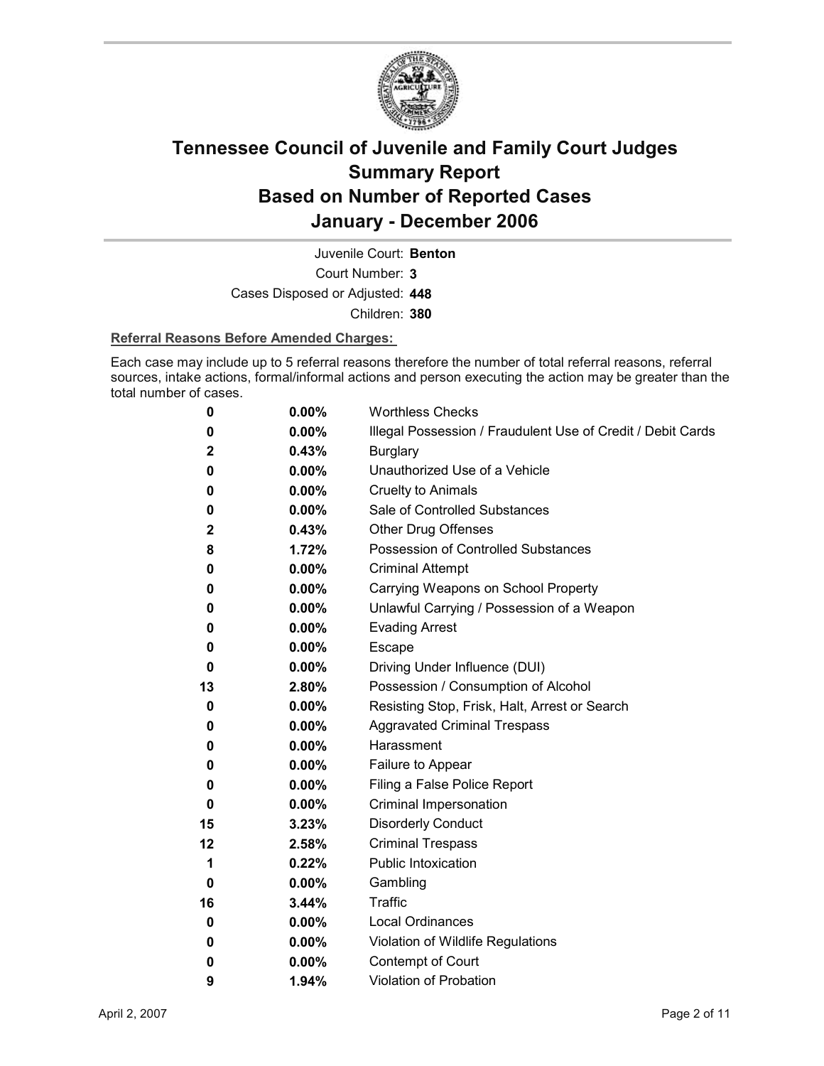# Tennessee Council of Juvenile and Family Court Judges Summary Report Based on Number of Reported Cases January - December 2006

Juvenile Court: **Benton**

Court Number: **3**

Cases Disposed or Adjusted: **448**

Children: **380**

**Referral Reasons Before Amended Charges:**

Each case may include up to 5 referral reasons therefore the number of total referral reasons, referral sources, intake actions, formal/informal actions and person executing the action may be greater than the total number of cases.

| | | |
|---|---|---|
| 0 | 0.00% | Worthless Checks |
| 0 | 0.00% | Illegal Possession / Fraudulent Use of Credit / Debit Cards |
| 2 | 0.43% | Burglary |
| 0 | 0.00% | Unauthorized Use of a Vehicle |
| 0 | 0.00% | Cruelty to Animals |
| 0 | 0.00% | Sale of Controlled Substances |
| 2 | 0.43% | Other Drug Offenses |
| 8 | 1.72% | Possession of Controlled Substances |
| 0 | 0.00% | Criminal Attempt |
| 0 | 0.00% | Carrying Weapons on School Property |
| 0 | 0.00% | Unlawful Carrying / Possession of a Weapon |
| 0 | 0.00% | Evading Arrest |
| 0 | 0.00% | Escape |
| 0 | 0.00% | Driving Under Influence (DUI) |
| 13 | 2.80% | Possession / Consumption of Alcohol |
| 0 | 0.00% | Resisting Stop, Frisk, Halt, Arrest or Search |
| 0 | 0.00% | Aggravated Criminal Trespass |
| 0 | 0.00% | Harassment |
| 0 | 0.00% | Failure to Appear |
| 0 | 0.00% | Filing a False Police Report |
| 0 | 0.00% | Criminal Impersonation |
| 15 | 3.23% | Disorderly Conduct |
| 12 | 2.58% | Criminal Trespass |
| 1 | 0.22% | Public Intoxication |
| 0 | 0.00% | Gambling |
| 16 | 3.44% | Traffic |
| 0 | 0.00% | Local Ordinances |
| 0 | 0.00% | Violation of Wildlife Regulations |
| 0 | 0.00% | Contempt of Court |
| 9 | 1.94% | Violation of Probation |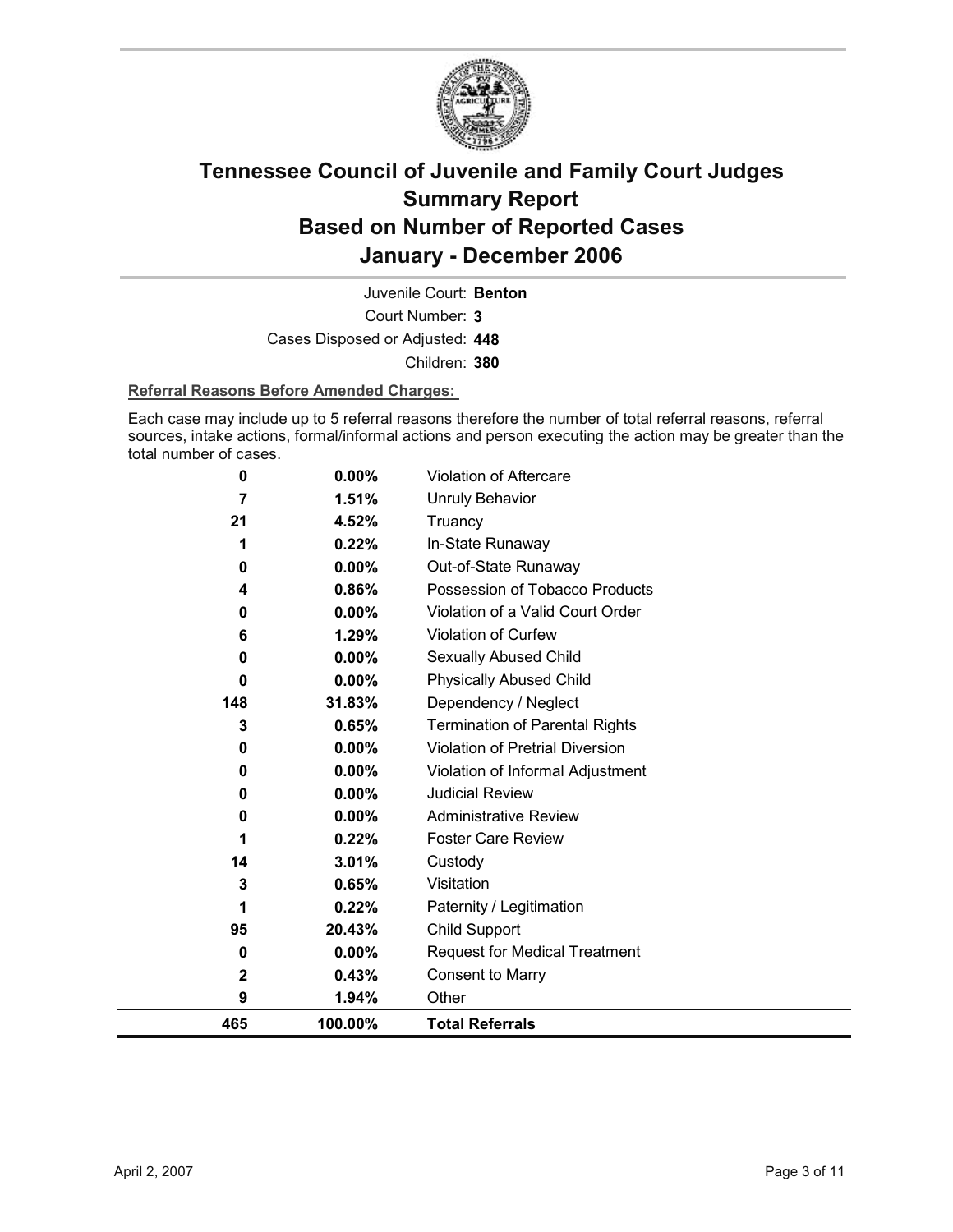# Tennessee Council of Juvenile and Family Court Judges Summary Report Based on Number of Reported Cases January - December 2006

Juvenile Court: **Benton**

Court Number: **3**

Cases Disposed or Adjusted: **448**

Children: **380**

**Referral Reasons Before Amended Charges:**

Each case may include up to 5 referral reasons therefore the number of total referral reasons, referral sources, intake actions, formal/informal actions and person executing the action may be greater than the total number of cases.

| | | |
|---|---|---|
| 0 | 0.00% | Violation of Aftercare |
| 7 | 1.51% | Unruly Behavior |
| 21 | 4.52% | Truancy |
| 1 | 0.22% | In-State Runaway |
| 0 | 0.00% | Out-of-State Runaway |
| 4 | 0.86% | Possession of Tobacco Products |
| 0 | 0.00% | Violation of a Valid Court Order |
| 6 | 1.29% | Violation of Curfew |
| 0 | 0.00% | Sexually Abused Child |
| 0 | 0.00% | Physically Abused Child |
| 148 | 31.83% | Dependency / Neglect |
| 3 | 0.65% | Termination of Parental Rights |
| 0 | 0.00% | Violation of Pretrial Diversion |
| 0 | 0.00% | Violation of Informal Adjustment |
| 0 | 0.00% | Judicial Review |
| 0 | 0.00% | Administrative Review |
| 1 | 0.22% | Foster Care Review |
| 14 | 3.01% | Custody |
| 3 | 0.65% | Visitation |
| 1 | 0.22% | Paternity / Legitimation |
| 95 | 20.43% | Child Support |
| 0 | 0.00% | Request for Medical Treatment |
| 2 | 0.43% | Consent to Marry |
| 9 | 1.94% | Other |
| **465** | **100.00%** | **Total Referrals** |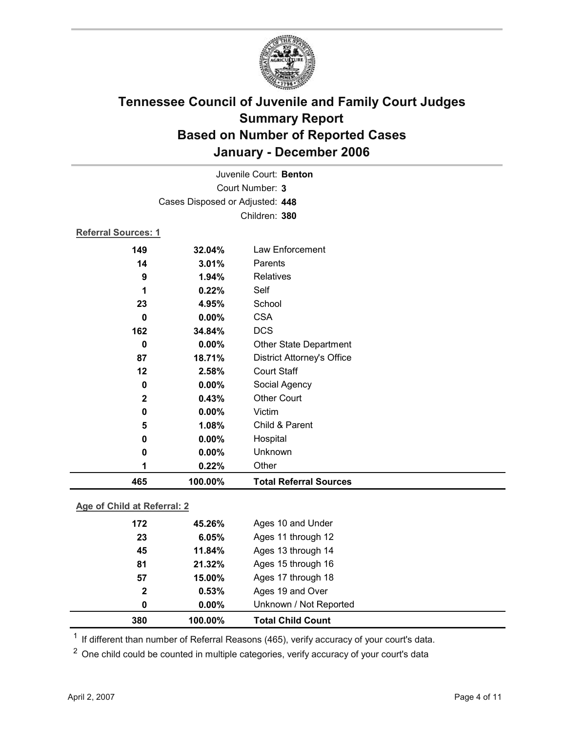# Tennessee Council of Juvenile and Family Court Judges
## Summary Report
## Based on Number of Reported Cases
## January - December 2006

Juvenile Court: **Benton**
Court Number: **3**
Cases Disposed or Adjusted: **448**
Children: **380**

**Referral Sources: 1**

| | | |
|---|---|---|
| 149 | 32.04% | Law Enforcement |
| 14 | 3.01% | Parents |
| 9 | 1.94% | Relatives |
| 1 | 0.22% | Self |
| 23 | 4.95% | School |
| 0 | 0.00% | CSA |
| 162 | 34.84% | DCS |
| 0 | 0.00% | Other State Department |
| 87 | 18.71% | District Attorney's Office |
| 12 | 2.58% | Court Staff |
| 0 | 0.00% | Social Agency |
| 2 | 0.43% | Other Court |
| 0 | 0.00% | Victim |
| 5 | 1.08% | Child & Parent |
| 0 | 0.00% | Hospital |
| 0 | 0.00% | Unknown |
| 1 | 0.22% | Other |
| **465** | **100.00%** | **Total Referral Sources** |

**Age of Child at Referral: 2**

| | | |
|---|---|---|
| 172 | 45.26% | Ages 10 and Under |
| 23 | 6.05% | Ages 11 through 12 |
| 45 | 11.84% | Ages 13 through 14 |
| 81 | 21.32% | Ages 15 through 16 |
| 57 | 15.00% | Ages 17 through 18 |
| 2 | 0.53% | Ages 19 and Over |
| 0 | 0.00% | Unknown / Not Reported |
| **380** | **100.00%** | **Total Child Count** |

[1] If different than number of Referral Reasons (465), verify accuracy of your court's data.

[2] One child could be counted in multiple categories, verify accuracy of your court's data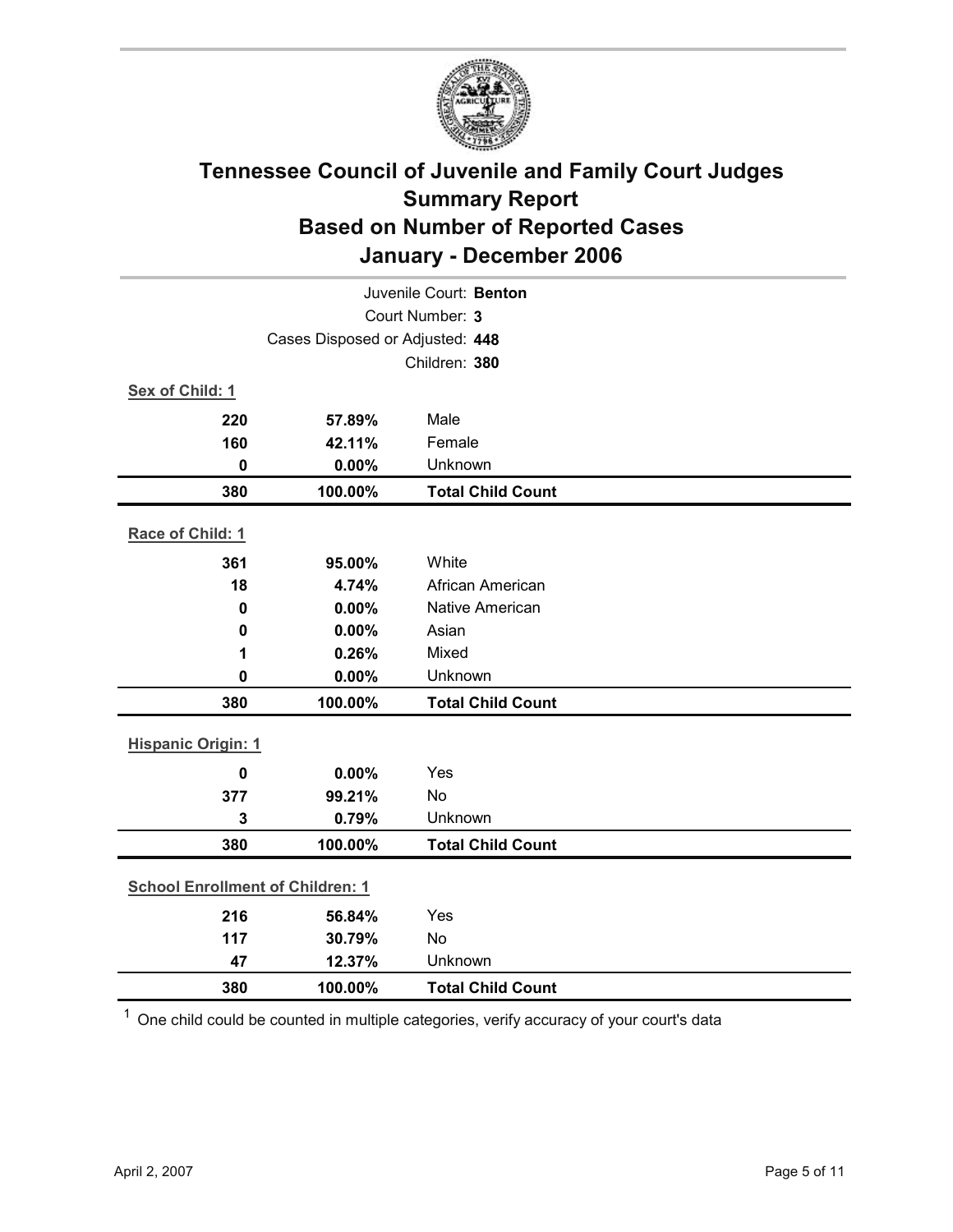# Tennessee Council of Juvenile and Family Court Judges
# Summary Report
# Based on Number of Reported Cases
# January - December 2006

Juvenile Court: **Benton**

Court Number: **3**

Cases Disposed or Adjusted: **448**

Children: **380**

**Sex of Child: 1**

| | | |
|---|---|---|
| **220** | **57.89%** | Male |
| **160** | **42.11%** | Female |
| **0** | **0.00%** | Unknown |
| **380** | **100.00%** | **Total Child Count** |

**Race of Child: 1**

| | | |
|---|---|---|
| **361** | **95.00%** | White |
| **18** | **4.74%** | African American |
| **0** | **0.00%** | Native American |
| **0** | **0.00%** | Asian |
| **1** | **0.26%** | Mixed |
| **0** | **0.00%** | Unknown |
| **380** | **100.00%** | **Total Child Count** |

**Hispanic Origin: 1**

| | | |
|---|---|---|
| **0** | **0.00%** | Yes |
| **377** | **99.21%** | No |
| **3** | **0.79%** | Unknown |
| **380** | **100.00%** | **Total Child Count** |

**School Enrollment of Children: 1**

| | | |
|---|---|---|
| **216** | **56.84%** | Yes |
| **117** | **30.79%** | No |
| **47** | **12.37%** | Unknown |
| **380** | **100.00%** | **Total Child Count** |

[1] One child could be counted in multiple categories, verify accuracy of your court's data

April 2, 2007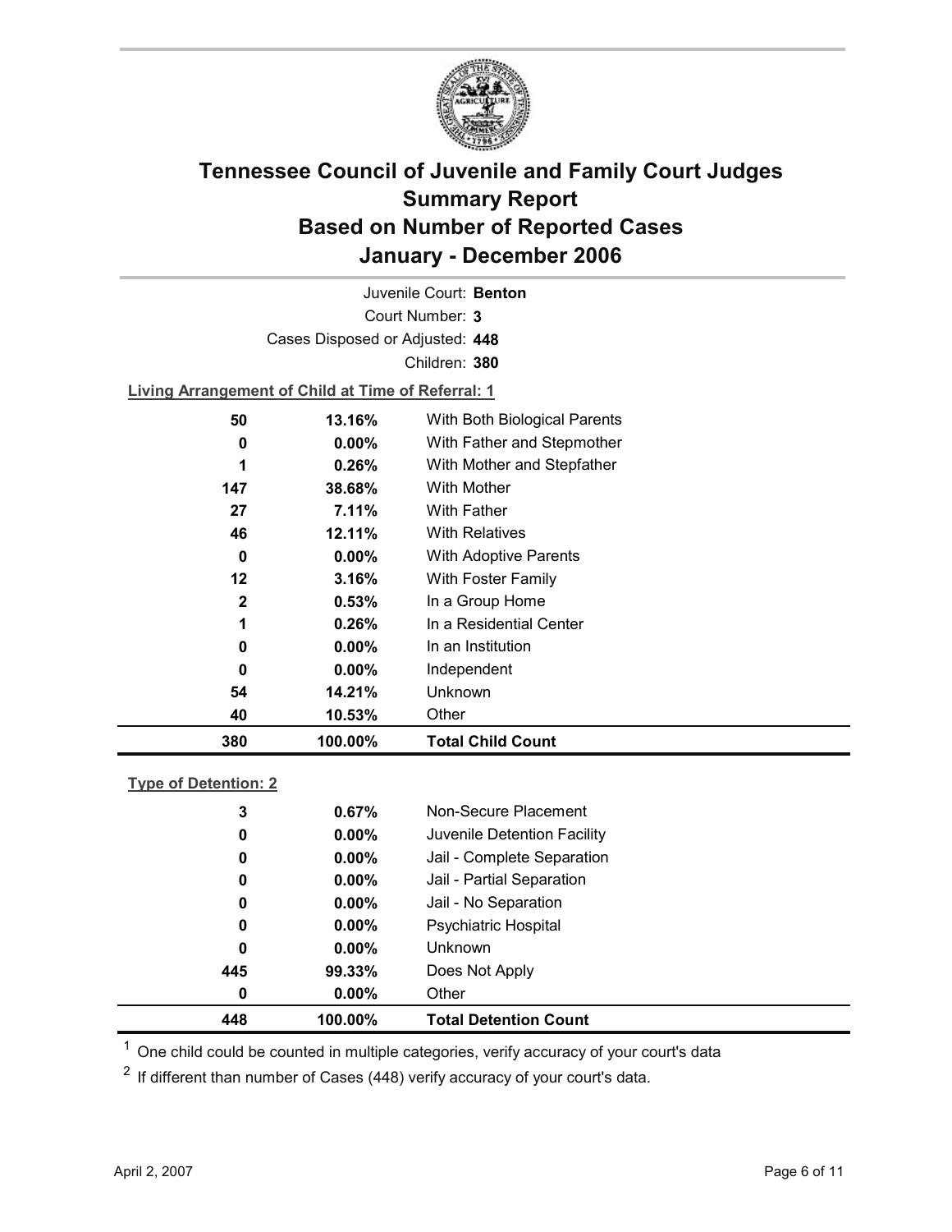# Tennessee Council of Juvenile and Family Court Judges
## Summary Report
## Based on Number of Reported Cases
## January - December 2006

Juvenile Court: **Benton**

Court Number: **3**

Cases Disposed or Adjusted: **448**

Children: **380**

**Living Arrangement of Child at Time of Referral: 1**

| | | |
|---|---|---|
| 50 | 13.16% | With Both Biological Parents |
| 0 | 0.00% | With Father and Stepmother |
| 1 | 0.26% | With Mother and Stepfather |
| 147 | 38.68% | With Mother |
| 27 | 7.11% | With Father |
| 46 | 12.11% | With Relatives |
| 0 | 0.00% | With Adoptive Parents |
| 12 | 3.16% | With Foster Family |
| 2 | 0.53% | In a Group Home |
| 1 | 0.26% | In a Residential Center |
| 0 | 0.00% | In an Institution |
| 0 | 0.00% | Independent |
| 54 | 14.21% | Unknown |
| 40 | 10.53% | Other |
| **380** | **100.00%** | **Total Child Count** |

**Type of Detention: 2**

| | | |
|---|---|---|
| 3 | 0.67% | Non-Secure Placement |
| 0 | 0.00% | Juvenile Detention Facility |
| 0 | 0.00% | Jail - Complete Separation |
| 0 | 0.00% | Jail - Partial Separation |
| 0 | 0.00% | Jail - No Separation |
| 0 | 0.00% | Psychiatric Hospital |
| 0 | 0.00% | Unknown |
| 445 | 99.33% | Does Not Apply |
| 0 | 0.00% | Other |
| **448** | **100.00%** | **Total Detention Count** |

[1] One child could be counted in multiple categories, verify accuracy of your court's data

[2] If different than number of Cases (448) verify accuracy of your court's data.

April 2, 2007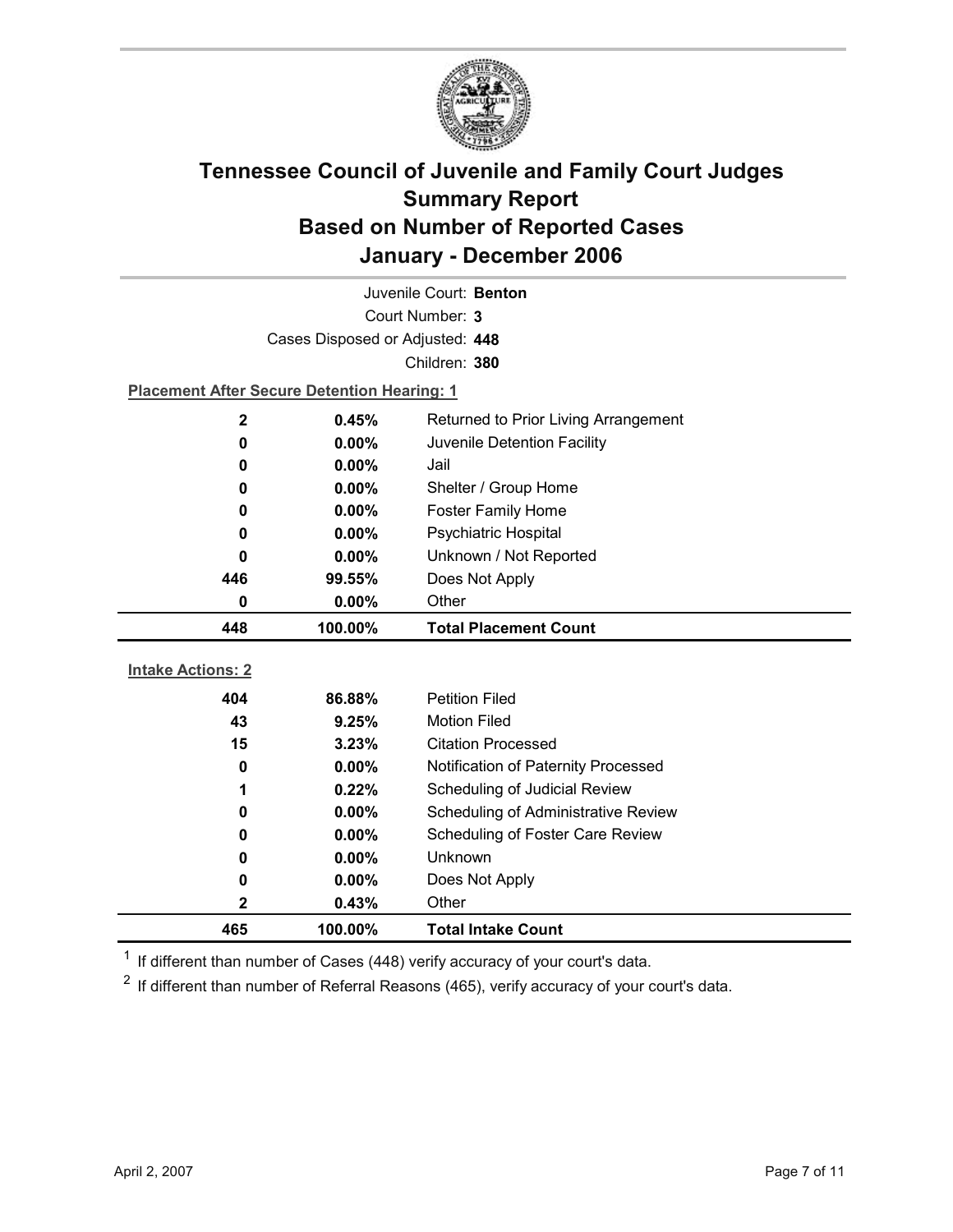# Tennessee Council of Juvenile and Family Court Judges
## Summary Report
## Based on Number of Reported Cases
## January - December 2006

Juvenile Court: **Benton**

Court Number: **3**

Cases Disposed or Adjusted: **448**

Children: **380**

**Placement After Secure Detention Hearing: 1**

| | | |
|---|---|---|
| 2 | 0.45% | Returned to Prior Living Arrangement |
| 0 | 0.00% | Juvenile Detention Facility |
| 0 | 0.00% | Jail |
| 0 | 0.00% | Shelter / Group Home |
| 0 | 0.00% | Foster Family Home |
| 0 | 0.00% | Psychiatric Hospital |
| 0 | 0.00% | Unknown / Not Reported |
| 446 | 99.55% | Does Not Apply |
| 0 | 0.00% | Other |
| **448** | **100.00%** | **Total Placement Count** |

**Intake Actions: 2**

| | | |
|---|---|---|
| 404 | 86.88% | Petition Filed |
| 43 | 9.25% | Motion Filed |
| 15 | 3.23% | Citation Processed |
| 0 | 0.00% | Notification of Paternity Processed |
| 1 | 0.22% | Scheduling of Judicial Review |
| 0 | 0.00% | Scheduling of Administrative Review |
| 0 | 0.00% | Scheduling of Foster Care Review |
| 0 | 0.00% | Unknown |
| 0 | 0.00% | Does Not Apply |
| 2 | 0.43% | Other |
| **465** | **100.00%** | **Total Intake Count** |

[1] If different than number of Cases (448) verify accuracy of your court's data.

[2] If different than number of Referral Reasons (465), verify accuracy of your court's data.

April 2, 2007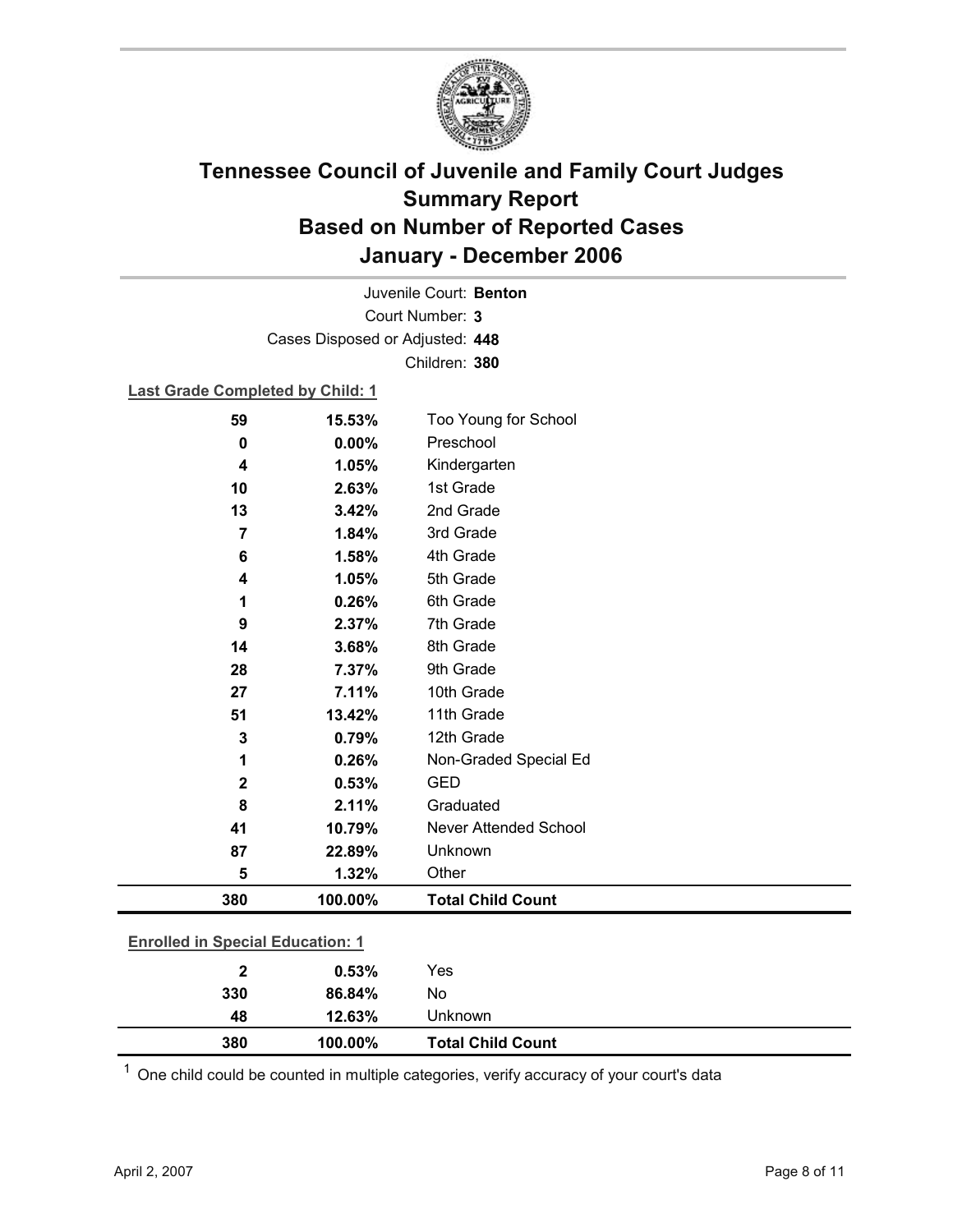# Tennessee Council of Juvenile and Family Court Judges
## Summary Report
## Based on Number of Reported Cases
## January - December 2006

Juvenile Court: **Benton**

Court Number: **3**

Cases Disposed or Adjusted: **448**

Children: **380**

**Last Grade Completed by Child: 1**

| Count | Percent | Category |
|---|---|---|
| 59 | 15.53% | Too Young for School |
| 0 | 0.00% | Preschool |
| 4 | 1.05% | Kindergarten |
| 10 | 2.63% | 1st Grade |
| 13 | 3.42% | 2nd Grade |
| 7 | 1.84% | 3rd Grade |
| 6 | 1.58% | 4th Grade |
| 4 | 1.05% | 5th Grade |
| 1 | 0.26% | 6th Grade |
| 9 | 2.37% | 7th Grade |
| 14 | 3.68% | 8th Grade |
| 28 | 7.37% | 9th Grade |
| 27 | 7.11% | 10th Grade |
| 51 | 13.42% | 11th Grade |
| 3 | 0.79% | 12th Grade |
| 1 | 0.26% | Non-Graded Special Ed |
| 2 | 0.53% | GED |
| 8 | 2.11% | Graduated |
| 41 | 10.79% | Never Attended School |
| 87 | 22.89% | Unknown |
| 5 | 1.32% | Other |
| **380** | **100.00%** | **Total Child Count** |

**Enrolled in Special Education: 1**

| Count | Percent | Category |
|---|---|---|
| 2 | 0.53% | Yes |
| 330 | 86.84% | No |
| 48 | 12.63% | Unknown |
| **380** | **100.00%** | **Total Child Count** |

[1] One child could be counted in multiple categories, verify accuracy of your court's data

April 2, 2007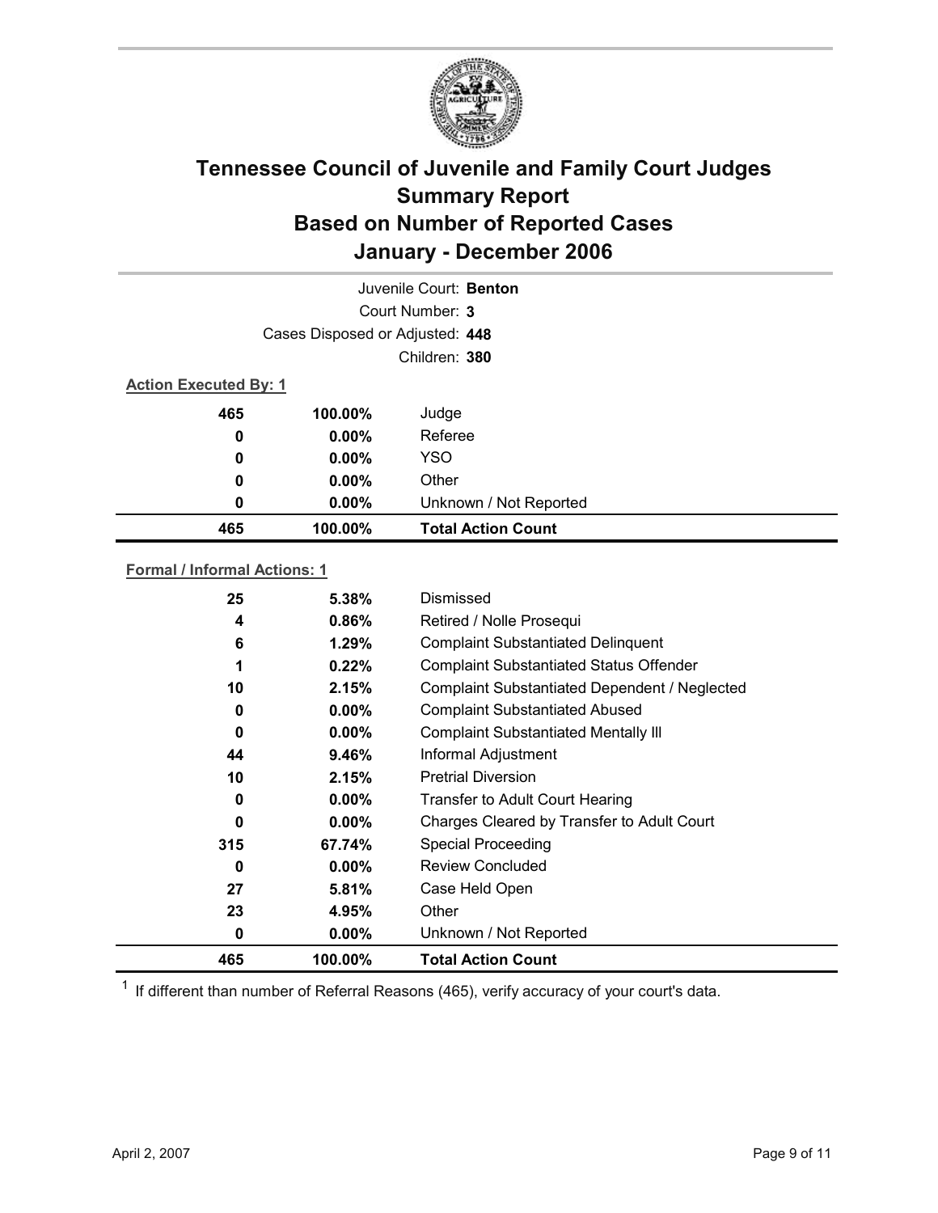# Tennessee Council of Juvenile and Family Court Judges
## Summary Report
## Based on Number of Reported Cases
## January - December 2006

Juvenile Court: **Benton**
Court Number: **3**
Cases Disposed or Adjusted: **448**
Children: **380**

**Action Executed By: 1**

| | | |
|---|---|---|
| 465 | 100.00% | Judge |
| 0 | 0.00% | Referee |
| 0 | 0.00% | YSO |
| 0 | 0.00% | Other |
| 0 | 0.00% | Unknown / Not Reported |
| **465** | **100.00%** | **Total Action Count** |

**Formal / Informal Actions: 1**

| | | |
|---|---|---|
| 25 | 5.38% | Dismissed |
| 4 | 0.86% | Retired / Nolle Prosequi |
| 6 | 1.29% | Complaint Substantiated Delinquent |
| 1 | 0.22% | Complaint Substantiated Status Offender |
| 10 | 2.15% | Complaint Substantiated Dependent / Neglected |
| 0 | 0.00% | Complaint Substantiated Abused |
| 0 | 0.00% | Complaint Substantiated Mentally Ill |
| 44 | 9.46% | Informal Adjustment |
| 10 | 2.15% | Pretrial Diversion |
| 0 | 0.00% | Transfer to Adult Court Hearing |
| 0 | 0.00% | Charges Cleared by Transfer to Adult Court |
| 315 | 67.74% | Special Proceeding |
| 0 | 0.00% | Review Concluded |
| 27 | 5.81% | Case Held Open |
| 23 | 4.95% | Other |
| 0 | 0.00% | Unknown / Not Reported |
| **465** | **100.00%** | **Total Action Count** |

[1] If different than number of Referral Reasons (465), verify accuracy of your court's data.

April 2, 2007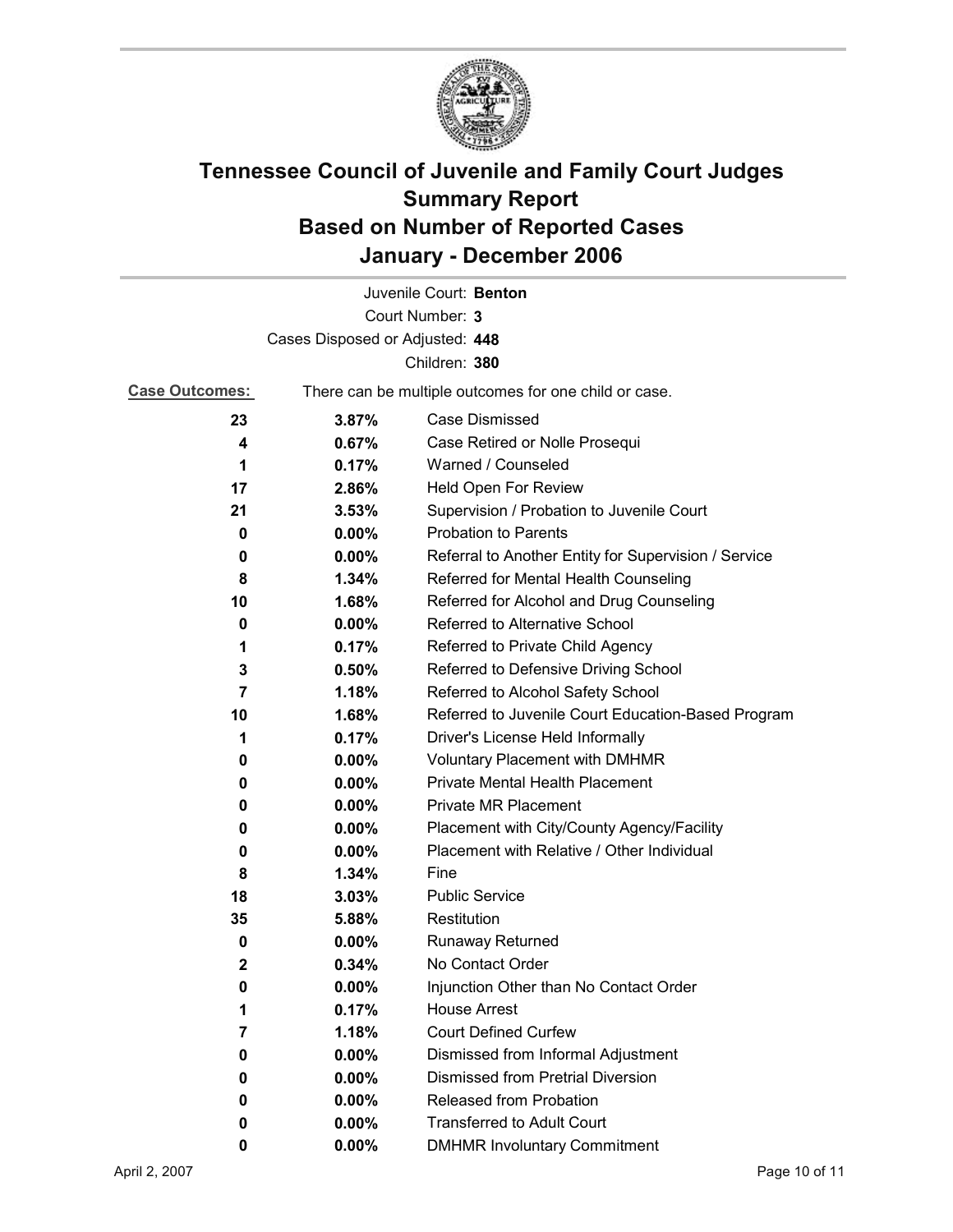# Tennessee Council of Juvenile and Family Court Judges
# Summary Report
# Based on Number of Reported Cases
# January - December 2006

Juvenile Court: **Benton**
Court Number: **3**
Cases Disposed or Adjusted: **448**
Children: **380**

**Case Outcomes:** There can be multiple outcomes for one child or case.

| | | |
|---|---|---|
| **23** | **3.87%** | Case Dismissed |
| **4** | **0.67%** | Case Retired or Nolle Prosequi |
| **1** | **0.17%** | Warned / Counseled |
| **17** | **2.86%** | Held Open For Review |
| **21** | **3.53%** | Supervision / Probation to Juvenile Court |
| **0** | **0.00%** | Probation to Parents |
| **0** | **0.00%** | Referral to Another Entity for Supervision / Service |
| **8** | **1.34%** | Referred for Mental Health Counseling |
| **10** | **1.68%** | Referred for Alcohol and Drug Counseling |
| **0** | **0.00%** | Referred to Alternative School |
| **1** | **0.17%** | Referred to Private Child Agency |
| **3** | **0.50%** | Referred to Defensive Driving School |
| **7** | **1.18%** | Referred to Alcohol Safety School |
| **10** | **1.68%** | Referred to Juvenile Court Education-Based Program |
| **1** | **0.17%** | Driver's License Held Informally |
| **0** | **0.00%** | Voluntary Placement with DMHMR |
| **0** | **0.00%** | Private Mental Health Placement |
| **0** | **0.00%** | Private MR Placement |
| **0** | **0.00%** | Placement with City/County Agency/Facility |
| **0** | **0.00%** | Placement with Relative / Other Individual |
| **8** | **1.34%** | Fine |
| **18** | **3.03%** | Public Service |
| **35** | **5.88%** | Restitution |
| **0** | **0.00%** | Runaway Returned |
| **2** | **0.34%** | No Contact Order |
| **0** | **0.00%** | Injunction Other than No Contact Order |
| **1** | **0.17%** | House Arrest |
| **7** | **1.18%** | Court Defined Curfew |
| **0** | **0.00%** | Dismissed from Informal Adjustment |
| **0** | **0.00%** | Dismissed from Pretrial Diversion |
| **0** | **0.00%** | Released from Probation |
| **0** | **0.00%** | Transferred to Adult Court |
| **0** | **0.00%** | DMHMR Involuntary Commitment |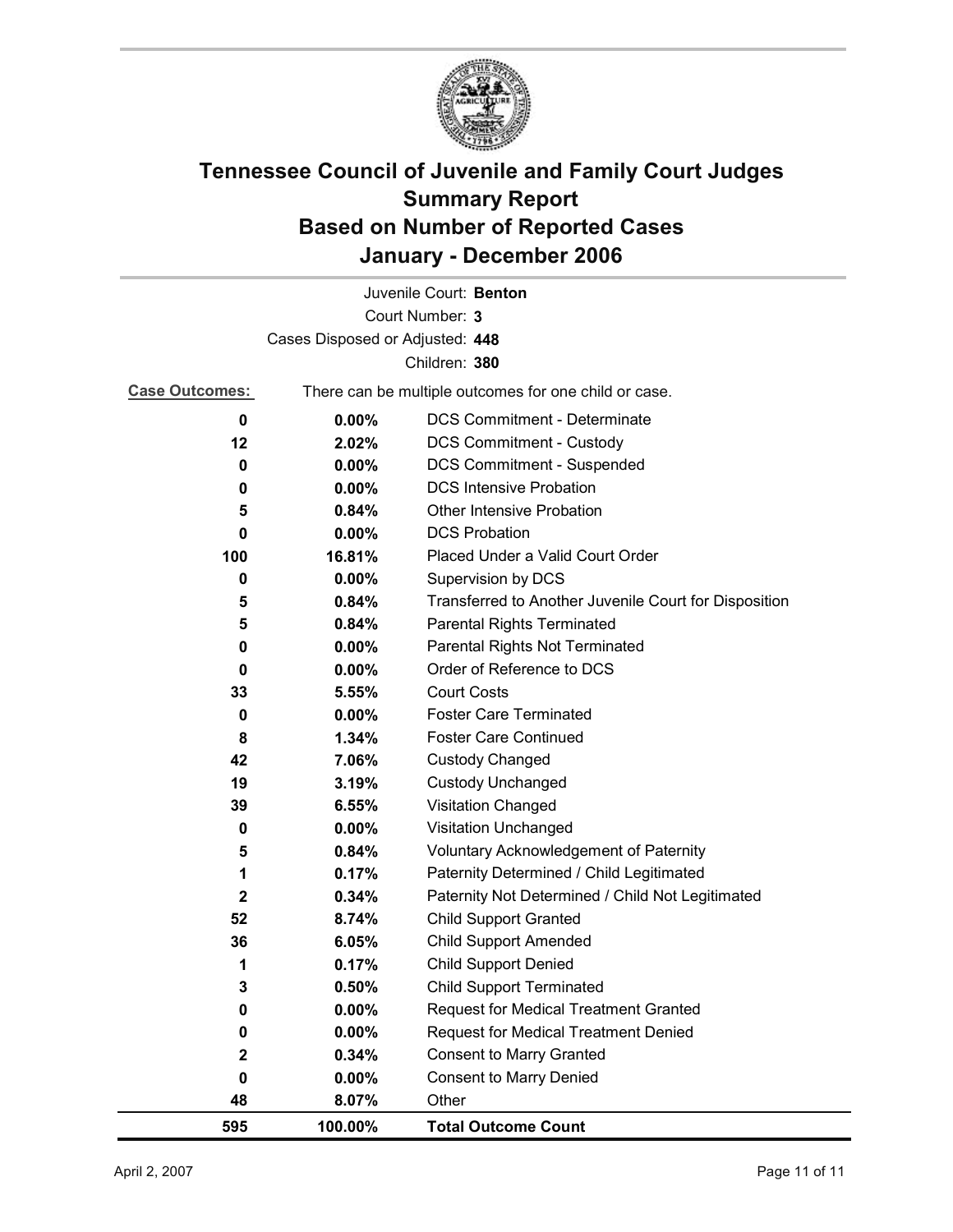# Tennessee Council of Juvenile and Family Court Judges
# Summary Report
# Based on Number of Reported Cases
# January - December 2006

Juvenile Court: **Benton**

Court Number: **3**

Cases Disposed or Adjusted: **448**

Children: **380**

**Case Outcomes:** There can be multiple outcomes for one child or case.

| | | |
|---|---|---|
| **0** | **0.00%** | DCS Commitment - Determinate |
| **12** | **2.02%** | DCS Commitment - Custody |
| **0** | **0.00%** | DCS Commitment - Suspended |
| **0** | **0.00%** | DCS Intensive Probation |
| **5** | **0.84%** | Other Intensive Probation |
| **0** | **0.00%** | DCS Probation |
| **100** | **16.81%** | Placed Under a Valid Court Order |
| **0** | **0.00%** | Supervision by DCS |
| **5** | **0.84%** | Transferred to Another Juvenile Court for Disposition |
| **5** | **0.84%** | Parental Rights Terminated |
| **0** | **0.00%** | Parental Rights Not Terminated |
| **0** | **0.00%** | Order of Reference to DCS |
| **33** | **5.55%** | Court Costs |
| **0** | **0.00%** | Foster Care Terminated |
| **8** | **1.34%** | Foster Care Continued |
| **42** | **7.06%** | Custody Changed |
| **19** | **3.19%** | Custody Unchanged |
| **39** | **6.55%** | Visitation Changed |
| **0** | **0.00%** | Visitation Unchanged |
| **5** | **0.84%** | Voluntary Acknowledgement of Paternity |
| **1** | **0.17%** | Paternity Determined / Child Legitimated |
| **2** | **0.34%** | Paternity Not Determined / Child Not Legitimated |
| **52** | **8.74%** | Child Support Granted |
| **36** | **6.05%** | Child Support Amended |
| **1** | **0.17%** | Child Support Denied |
| **3** | **0.50%** | Child Support Terminated |
| **0** | **0.00%** | Request for Medical Treatment Granted |
| **0** | **0.00%** | Request for Medical Treatment Denied |
| **2** | **0.34%** | Consent to Marry Granted |
| **0** | **0.00%** | Consent to Marry Denied |
| **48** | **8.07%** | Other |
| **595** | **100.00%** | **Total Outcome Count** |